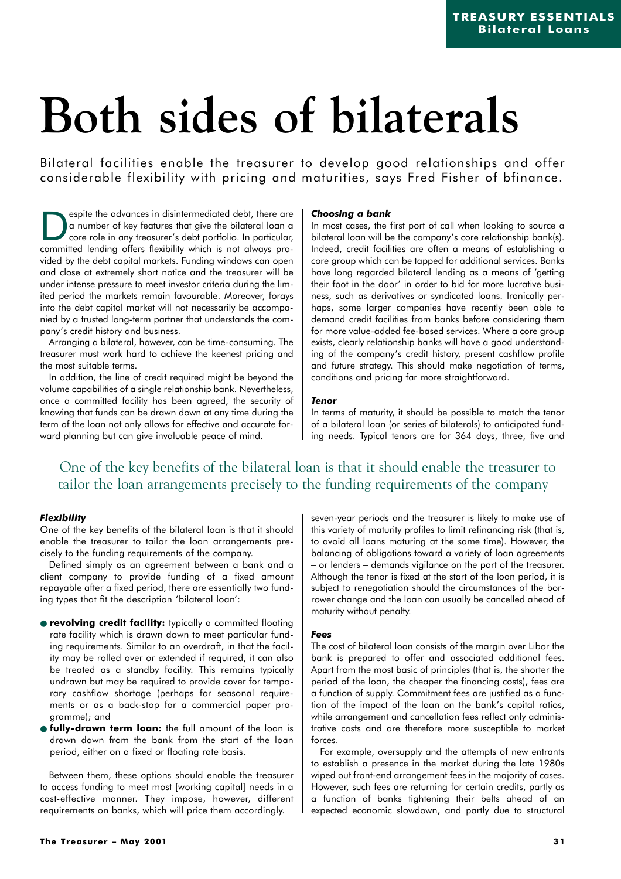# Both sides of bilaterals

Bilateral facilities enable the treasurer to develop good relationships and offer considerable flexibility with pricing and maturities, says Fred Fisher of bfinance.

Despite the advances in disintermediated debt, there are a number of key features that give the bilateral loan a core role in any treasurer's debt portfolio. In particular, committed lending offers flexibility which is not always provided by the debt capital markets. Funding windows can open and close at extremely short notice and the treasurer will be under intense pressure to meet investor criteria during the limited period the markets remain favourable. Moreover, forays into the debt capital market will not necessarily be accompanied by a trusted long-term partner that understands the company's credit history and business.

Arranging a bilateral, however, can be time-consuming. The treasurer must work hard to achieve the keenest pricing and the most suitable terms.

In addition, the line of credit required might be beyond the volume capabilities of a single relationship bank. Nevertheless, once a committed facility has been agreed, the security of knowing that funds can be drawn down at any time during the term of the loan not only allows for effective and accurate forward planning but can give invaluable peace of mind.

### *Choosing a bank*

In most cases, the first port of call when looking to source a bilateral loan will be the company's core relationship bank(s). Indeed, credit facilities are often a means of establishing a core group which can be tapped for additional services. Banks have long regarded bilateral lending as a means of 'getting their foot in the door' in order to bid for more lucrative business, such as derivatives or syndicated loans. Ironically perhaps, some larger companies have recently been able to demand credit facilities from banks before considering them for more value-added fee-based services. Where a core group exists, clearly relationship banks will have a good understanding of the company's credit history, present cashflow profile and future strategy. This should make negotiation of terms, conditions and pricing far more straightforward.

### *Tenor*

In terms of maturity, it should be possible to match the tenor of a bilateral loan (or series of bilaterals) to anticipated funding needs. Typical tenors are for 364 days, three, five and seven-year periods and the treasurer is likely to make use of this variety of maturity profiles to limit refinancing risk (that is, to avoid all loans maturing at the same time). However, the balancing of obligations toward a variety of loan agreements – or lenders – demands vigilance on the part of the treasurer. Although the tenor is fixed at the start of the loan period, it is subject to renegotiation should the circumstances of the borrower change and the loan can usually be cancelled ahead of maturity without penalty.

> One of the key benefits of the bilateral loan is that it should enable the treasurer to tailor the loan arrangements precisely to the funding requirements of the company

### *Flexibility*

One of the key benefits of the bilateral loan is that it should enable the treasurer to tailor the loan arrangements precisely to the funding requirements of the company.

Defined simply as an agreement between a bank and a client company to provide funding of a fixed amount repayable after a fixed period, there are essentially two funding types that fit the description 'bilateral loan':

- **revolving credit facility:** typically a committed floating rate facility which is drawn down to meet particular funding requirements. Similar to an overdraft, in that the facility may be rolled over or extended if required, it can also be treated as a standby facility. This remains typically undrawn but may be required to provide cover for temporary cashflow shortage (perhaps for seasonal requirements or as a back-stop for a commercial paper programme); and
- **fully-drawn term loan:** the full amount of the loan is drawn down from the bank from the start of the loan period, either on a fixed or floating rate basis.

Between them, these options should enable the treasurer to access funding to meet most [working capital] needs in a cost-effective manner. They impose, however, different requirements on banks, which will price them accordingly.

### *Fees*

The cost of bilateral loan consists of the margin over Libor the bank is prepared to offer and associated additional fees. Apart from the most basic of principles (that is, the shorter the period of the loan, the cheaper the financing costs), fees are a function of supply. Commitment fees are justified as a function of the impact of the loan on the bank's capital ratios, while arrangement and cancellation fees reflect only administrative costs and are therefore more susceptible to market forces.

For example, oversupply and the attempts of new entrants to establish a presence in the market during the late 1980s wiped out front-end arrangement fees in the majority of cases. However, such fees are returning for certain credits, partly as a function of banks tightening their belts ahead of an expected economic slowdown, and partly due to structural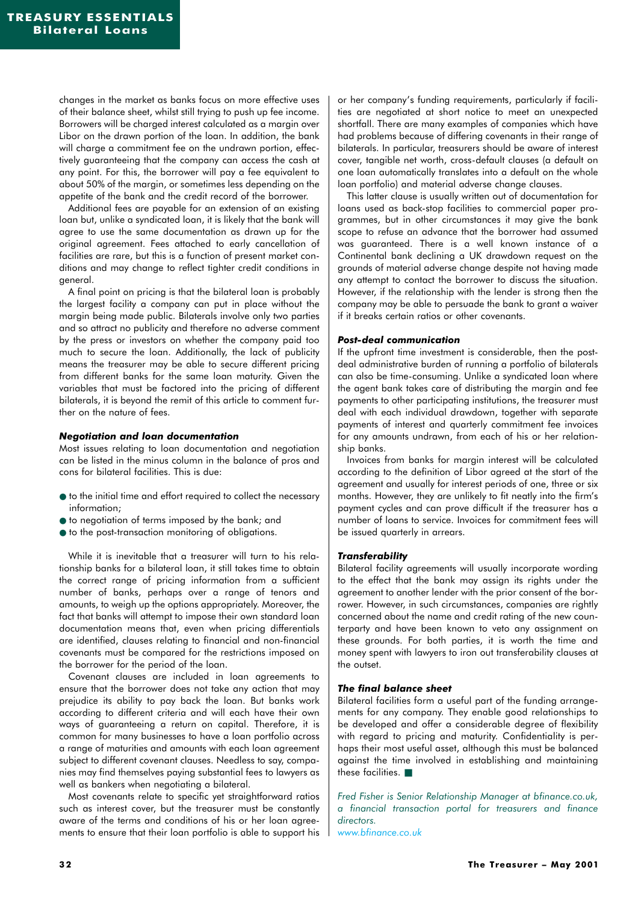changes in the market as banks focus on more effective uses of their balance sheet, whilst still trying to push up fee income. Borrowers will be charged interest calculated as a margin over Libor on the drawn portion of the loan. In addition, the bank will charge a commitment fee on the undrawn portion, effectively guaranteeing that the company can access the cash at any point. For this, the borrower will pay a fee equivalent to about 50% of the margin, or sometimes less depending on the appetite of the bank and the credit record of the borrower.

Additional fees are payable for an extension of an existing loan but, unlike a syndicated loan, it is likely that the bank will agree to use the same documentation as drawn up for the original agreement. Fees attached to early cancellation of facilities are rare, but this is a function of present market conditions and may change to reflect tighter credit conditions in general.

A final point on pricing is that the bilateral loan is probably the largest facility a company can put in place without the margin being made public. Bilaterals involve only two parties and so attract no publicity and therefore no adverse comment by the press or investors on whether the company paid too much to secure the loan. Additionally, the lack of publicity means the treasurer may be able to secure different pricing from different banks for the same loan maturity. Given the variables that must be factored into the pricing of different bilaterals, it is beyond the remit of this article to comment further on the nature of fees.

### *Negotiation and loan documentation*

Most issues relating to loan documentation and negotiation can be listed in the minus column in the balance of pros and cons for bilateral facilities. This is due:

- to the initial time and effort required to collect the necessary information;
- to negotiation of terms imposed by the bank; and
- to the post-transaction monitoring of obligations.

While it is inevitable that a treasurer will turn to his relationship banks for a bilateral loan, it still takes time to obtain the correct range of pricing information from a sufficient number of banks, perhaps over a range of tenors and amounts, to weigh up the options appropriately. Moreover, the fact that banks will attempt to impose their own standard loan documentation means that, even when pricing differentials are identified, clauses relating to financial and non-financial covenants must be compared for the restrictions imposed on the borrower for the period of the loan.

Covenant clauses are included in loan agreements to ensure that the borrower does not take any action that may prejudice its ability to pay back the loan. But banks work according to different criteria and will each have their own ways of guaranteeing a return on capital. Therefore, it is common for many businesses to have a loan portfolio across a range of maturities and amounts with each loan agreement subject to different covenant clauses. Needless to say, companies may find themselves paying substantial fees to lawyers as well as bankers when negotiating a bilateral.

Most covenants relate to specific yet straightforward ratios such as interest cover, but the treasurer must be constantly aware of the terms and conditions of his or her loan agreements to ensure that their loan portfolio is able to support his or her company's funding requirements, particularly if facilities are negotiated at short notice to meet an unexpected shortfall. There are many examples of companies which have had problems because of differing covenants in their range of bilaterals. In particular, treasurers should be aware of interest cover, tangible net worth, cross-default clauses (a default on one loan automatically translates into a default on the whole loan portfolio) and material adverse change clauses.

This latter clause is usually written out of documentation for loans used as back-stop facilities to commercial paper programmes, but in other circumstances it may give the bank scope to refuse an advance that the borrower had assumed was guaranteed. There is a well known instance of a Continental bank declining a UK drawdown request on the grounds of material adverse change despite not having made any attempt to contact the borrower to discuss the situation. However, if the relationship with the lender is strong then the company may be able to persuade the bank to grant a waiver if it breaks certain ratios or other covenants.

### *Post-deal communication*

If the upfront time investment is considerable, then the post-deal administrative burden of running a portfolio of bilaterals can also be time-consuming. Unlike a syndicated loan where the agent bank takes care of distributing the margin and fee payments to other participating institutions, the treasurer must deal with each individual drawdown, together with separate payments of interest and quarterly commitment fee invoices for any amounts undrawn, from each of his or her relationship banks.

Invoices from banks for margin interest will be calculated according to the definition of Libor agreed at the start of the agreement and usually for interest periods of one, three or six months. However, they are unlikely to fit neatly into the firm's payment cycles and can prove difficult if the treasurer has a number of loans to service. Invoices for commitment fees will be issued quarterly in arrears.

### *Transferability*

Bilateral facility agreements will usually incorporate wording to the effect that the bank may assign its rights under the agreement to another lender with the prior consent of the borrower. However, in such circumstances, companies are rightly concerned about the name and credit rating of the new counterparty and have been known to veto any assignment on these grounds. For both parties, it is worth the time and money spent with lawyers to iron out transferability clauses at the outset.

### *The final balance sheet*

Bilateral facilities form a useful part of the funding arrangements for any company. They enable good relationships to be developed and offer a considerable degree of flexibility with regard to pricing and maturity. Confidentiality is perhaps their most useful asset, although this must be balanced against the time involved in establishing and maintaining these facilities. ■

*Fred Fisher is Senior Relationship Manager at bfinance.co.uk, a financial transaction portal for treasurers and finance directors.*
*www.bfinance.co.uk*